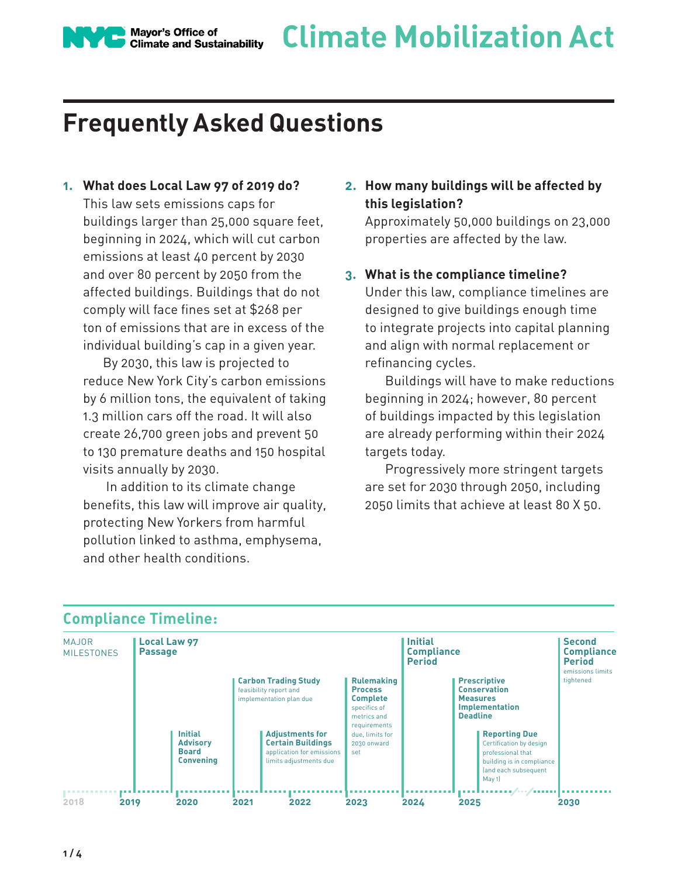NYC Mayor's Office of Climate and Sustainability

# Climate Mobilization Act

## Frequently Asked Questions

1. **What does Local Law 97 of 2019 do?**
   This law sets emissions caps for buildings larger than 25,000 square feet, beginning in 2024, which will cut carbon emissions at least 40 percent by 2030 and over 80 percent by 2050 from the affected buildings. Buildings that do not comply will face fines set at $268 per ton of emissions that are in excess of the individual building's cap in a given year.

   By 2030, this law is projected to reduce New York City's carbon emissions by 6 million tons, the equivalent of taking 1.3 million cars off the road. It will also create 26,700 green jobs and prevent 50 to 130 premature deaths and 150 hospital visits annually by 2030.

   In addition to its climate change benefits, this law will improve air quality, protecting New Yorkers from harmful pollution linked to asthma, emphysema, and other health conditions.

2. **How many buildings will be affected by this legislation?**
   Approximately 50,000 buildings on 23,000 properties are affected by the law.

3. **What is the compliance timeline?**
   Under this law, compliance timelines are designed to give buildings enough time to integrate projects into capital planning and align with normal replacement or refinancing cycles.

   Buildings will have to make reductions beginning in 2024; however, 80 percent of buildings impacted by this legislation are already performing within their 2024 targets today.

   Progressively more stringent targets are set for 2030 through 2050, including 2050 limits that achieve at least 80 X 50.

### Compliance Timeline:

MAJOR MILESTONES

- **2019** — **Local Law 97 Passage**
- **2020** — **Initial Advisory Board Convening**
- **2021** — **Carbon Trading Study**: feasibility report and implementation plan due
- **2021–2022** — **Adjustments for Certain Buildings**: application for emissions limits adjustments due
- **2023** — **Rulemaking Process Complete**: specifics of metrics and requirements due, limits for 2030 onward set
- **2024** — **Initial Compliance Period**
- **2025** — **Prescriptive Conservation Measures Implementation Deadline**
- **2025** — **Reporting Due**: Certification by design professional that building is in compliance (and each subsequent May 1)
- **2030** — **Second Compliance Period**: emissions limits tightened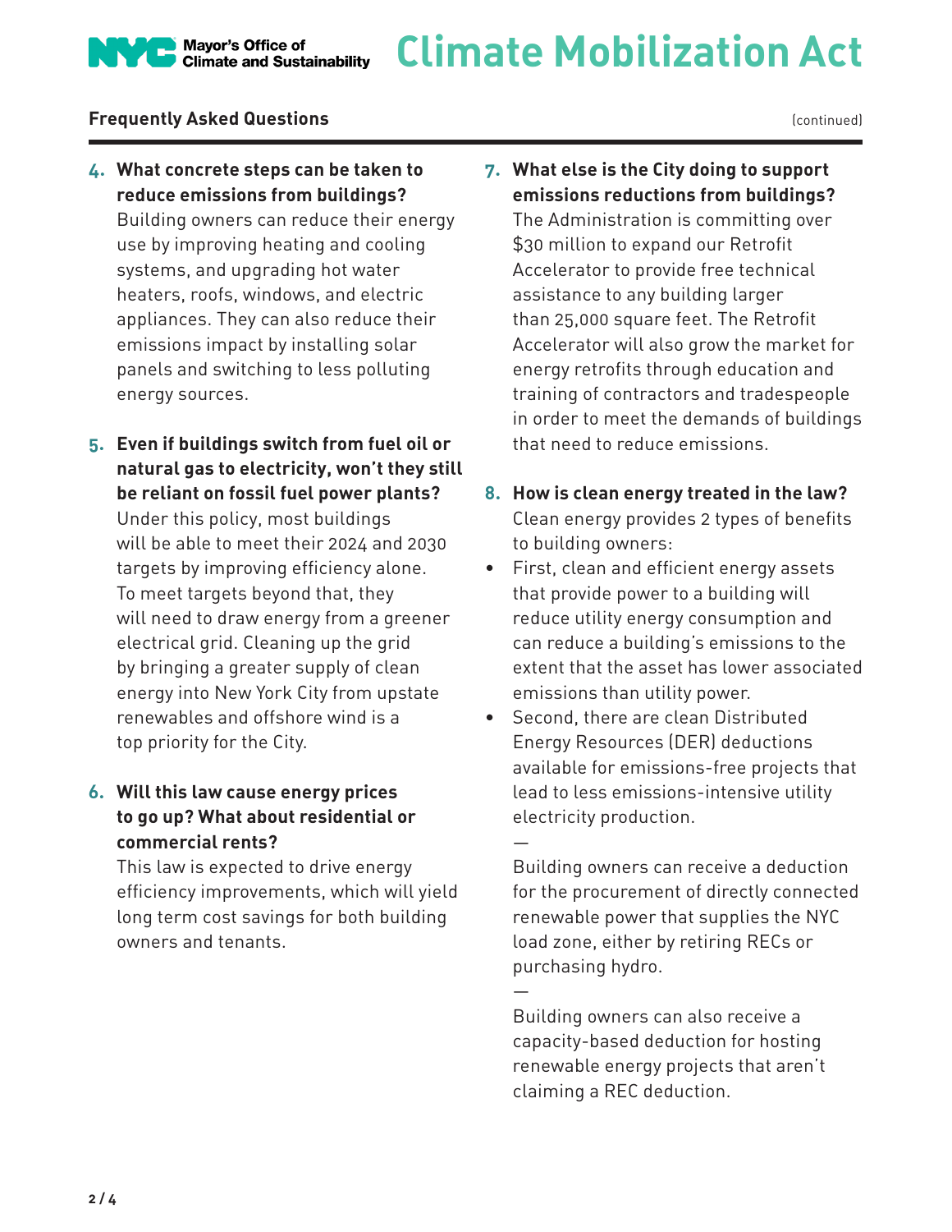## Frequently Asked Questions

(continued)

4. **What concrete steps can be taken to reduce emissions from buildings?**
   Building owners can reduce their energy use by improving heating and cooling systems, and upgrading hot water heaters, roofs, windows, and electric appliances. They can also reduce their emissions impact by installing solar panels and switching to less polluting energy sources.

5. **Even if buildings switch from fuel oil or natural gas to electricity, won't they still be reliant on fossil fuel power plants?**
   Under this policy, most buildings will be able to meet their 2024 and 2030 targets by improving efficiency alone. To meet targets beyond that, they will need to draw energy from a greener electrical grid. Cleaning up the grid by bringing a greater supply of clean energy into New York City from upstate renewables and offshore wind is a top priority for the City.

6. **Will this law cause energy prices to go up? What about residential or commercial rents?**
   This law is expected to drive energy efficiency improvements, which will yield long term cost savings for both building owners and tenants.

7. **What else is the City doing to support emissions reductions from buildings?**
   The Administration is committing over $30 million to expand our Retrofit Accelerator to provide free technical assistance to any building larger than 25,000 square feet. The Retrofit Accelerator will also grow the market for energy retrofits through education and training of contractors and tradespeople in order to meet the demands of buildings that need to reduce emissions.

8. **How is clean energy treated in the law?**
   Clean energy provides 2 types of benefits to building owners:

- First, clean and efficient energy assets that provide power to a building will reduce utility energy consumption and can reduce a building's emissions to the extent that the asset has lower associated emissions than utility power.
- Second, there are clean Distributed Energy Resources (DER) deductions available for emissions-free projects that lead to less emissions-intensive utility electricity production.

  —

  Building owners can receive a deduction for the procurement of directly connected renewable power that supplies the NYC load zone, either by retiring RECs or purchasing hydro.

  —

  Building owners can also receive a capacity-based deduction for hosting renewable energy projects that aren't claiming a REC deduction.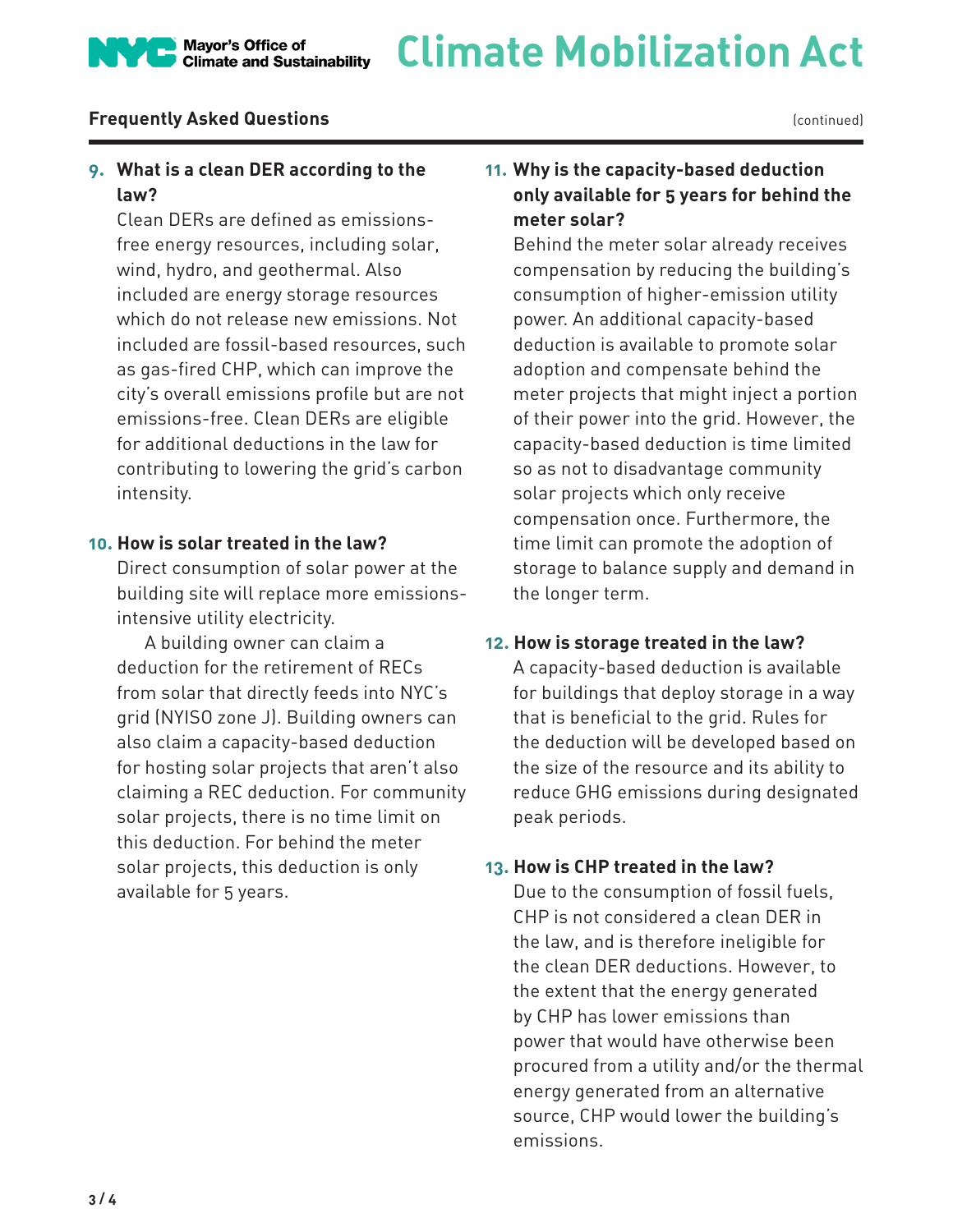## Frequently Asked Questions (continued)

**9. What is a clean DER according to the law?**

Clean DERs are defined as emissions-free energy resources, including solar, wind, hydro, and geothermal. Also included are energy storage resources which do not release new emissions. Not included are fossil-based resources, such as gas-fired CHP, which can improve the city's overall emissions profile but are not emissions-free. Clean DERs are eligible for additional deductions in the law for contributing to lowering the grid's carbon intensity.

**10. How is solar treated in the law?**

Direct consumption of solar power at the building site will replace more emissions-intensive utility electricity.

A building owner can claim a deduction for the retirement of RECs from solar that directly feeds into NYC's grid (NYISO zone J). Building owners can also claim a capacity-based deduction for hosting solar projects that aren't also claiming a REC deduction. For community solar projects, there is no time limit on this deduction. For behind the meter solar projects, this deduction is only available for 5 years.

**11. Why is the capacity-based deduction only available for 5 years for behind the meter solar?**

Behind the meter solar already receives compensation by reducing the building's consumption of higher-emission utility power. An additional capacity-based deduction is available to promote solar adoption and compensate behind the meter projects that might inject a portion of their power into the grid. However, the capacity-based deduction is time limited so as not to disadvantage community solar projects which only receive compensation once. Furthermore, the time limit can promote the adoption of storage to balance supply and demand in the longer term.

**12. How is storage treated in the law?**

A capacity-based deduction is available for buildings that deploy storage in a way that is beneficial to the grid. Rules for the deduction will be developed based on the size of the resource and its ability to reduce GHG emissions during designated peak periods.

**13. How is CHP treated in the law?**

Due to the consumption of fossil fuels, CHP is not considered a clean DER in the law, and is therefore ineligible for the clean DER deductions. However, to the extent that the energy generated by CHP has lower emissions than power that would have otherwise been procured from a utility and/or the thermal energy generated from an alternative source, CHP would lower the building's emissions.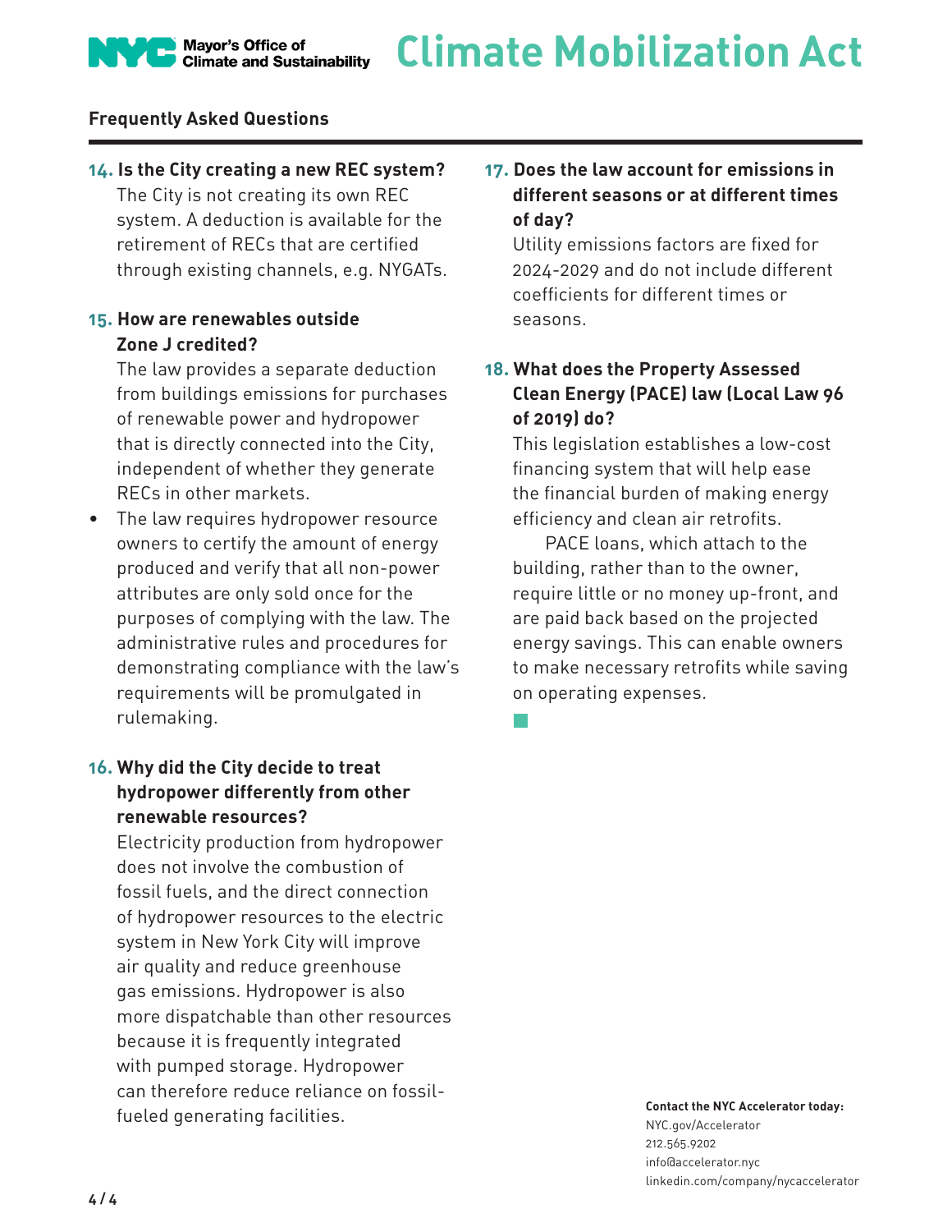**Frequently Asked Questions**

**14. Is the City creating a new REC system?**

The City is not creating its own REC system. A deduction is available for the retirement of RECs that are certified through existing channels, e.g. NYGATs.

**15. How are renewables outside Zone J credited?**

The law provides a separate deduction from buildings emissions for purchases of renewable power and hydropower that is directly connected into the City, independent of whether they generate RECs in other markets.

- The law requires hydropower resource owners to certify the amount of energy produced and verify that all non-power attributes are only sold once for the purposes of complying with the law. The administrative rules and procedures for demonstrating compliance with the law's requirements will be promulgated in rulemaking.

**16. Why did the City decide to treat hydropower differently from other renewable resources?**

Electricity production from hydropower does not involve the combustion of fossil fuels, and the direct connection of hydropower resources to the electric system in New York City will improve air quality and reduce greenhouse gas emissions. Hydropower is also more dispatchable than other resources because it is frequently integrated with pumped storage. Hydropower can therefore reduce reliance on fossil-fueled generating facilities.

**17. Does the law account for emissions in different seasons or at different times of day?**

Utility emissions factors are fixed for 2024-2029 and do not include different coefficients for different times or seasons.

**18. What does the Property Assessed Clean Energy (PACE) law (Local Law 96 of 2019) do?**

This legislation establishes a low-cost financing system that will help ease the financial burden of making energy efficiency and clean air retrofits.

PACE loans, which attach to the building, rather than to the owner, require little or no money up-front, and are paid back based on the projected energy savings. This can enable owners to make necessary retrofits while saving on operating expenses.

**Contact the NYC Accelerator today:**
NYC.gov/Accelerator
212.565.9202
info@accelerator.nyc
linkedin.com/company/nycaccelerator